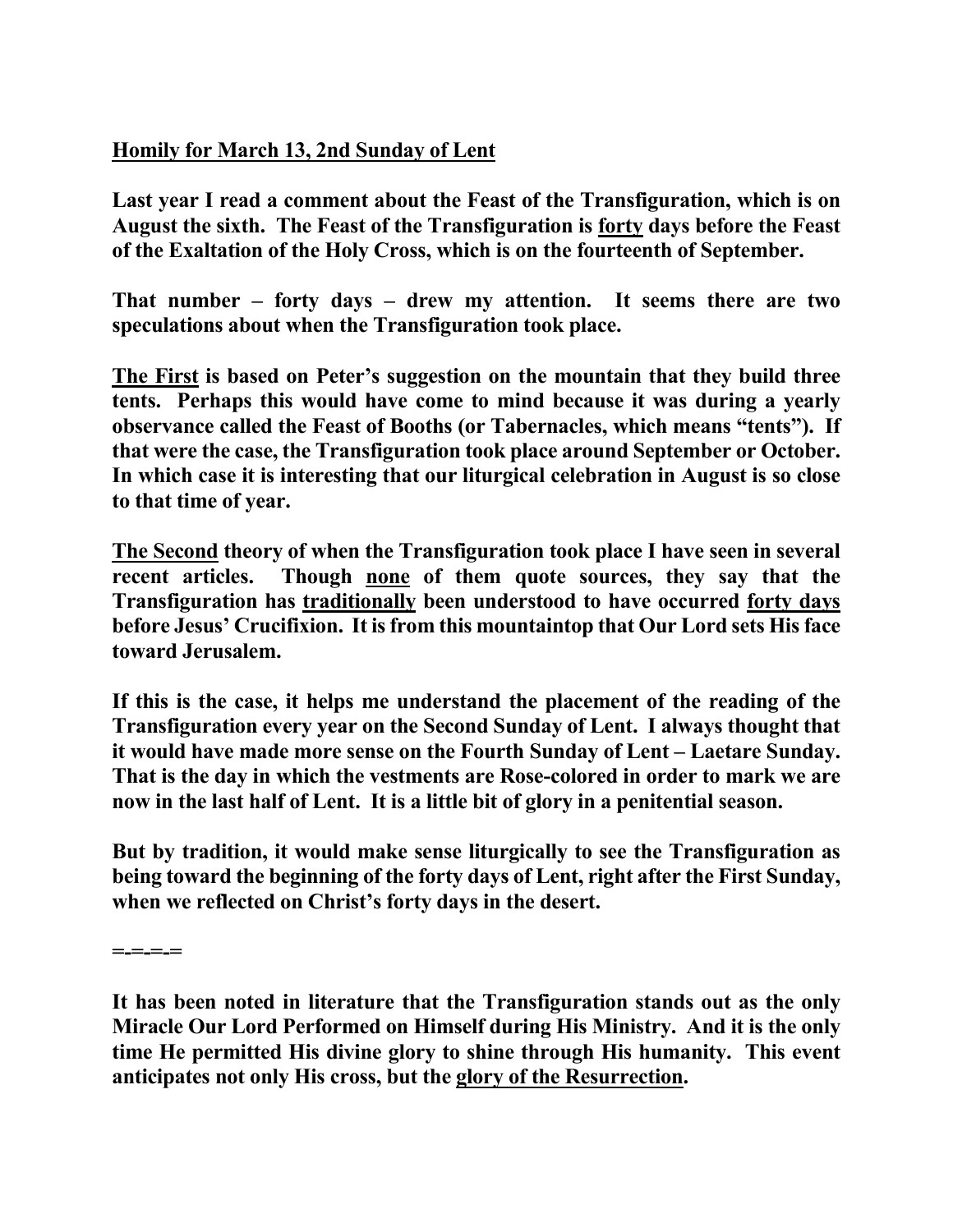# Homily for March 13, 2nd Sunday of Lent

**Last year I read a comment about the Feast of the Transfiguration, which is on August the sixth. The Feast of the Transfiguration is <u>forty</u> days before the Feast of the Exaltation of the Holy Cross, which is on the fourteenth of September.**

**That number – forty days – drew my attention. It seems there are two speculations about when the Transfiguration took place.**

**<u>The First</u> is based on Peter's suggestion on the mountain that they build three tents. Perhaps this would have come to mind because it was during a yearly observance called the Feast of Booths (or Tabernacles, which means "tents"). If that were the case, the Transfiguration took place around September or October. In which case it is interesting that our liturgical celebration in August is so close to that time of year.**

**<u>The Second</u> theory of when the Transfiguration took place I have seen in several recent articles. Though <u>none</u> of them quote sources, they say that the Transfiguration has <u>traditionally</u> been understood to have occurred <u>forty days</u> before Jesus' Crucifixion. It is from this mountaintop that Our Lord sets His face toward Jerusalem.**

**If this is the case, it helps me understand the placement of the reading of the Transfiguration every year on the Second Sunday of Lent. I always thought that it would have made more sense on the Fourth Sunday of Lent – Laetare Sunday. That is the day in which the vestments are Rose-colored in order to mark we are now in the last half of Lent. It is a little bit of glory in a penitential season.**

**But by tradition, it would make sense liturgically to see the Transfiguration as being toward the beginning of the forty days of Lent, right after the First Sunday, when we reflected on Christ's forty days in the desert.**

**=-=-=-=**

**It has been noted in literature that the Transfiguration stands out as the only Miracle Our Lord Performed on Himself during His Ministry. And it is the only time He permitted His divine glory to shine through His humanity. This event anticipates not only His cross, but the <u>glory of the Resurrection</u>.**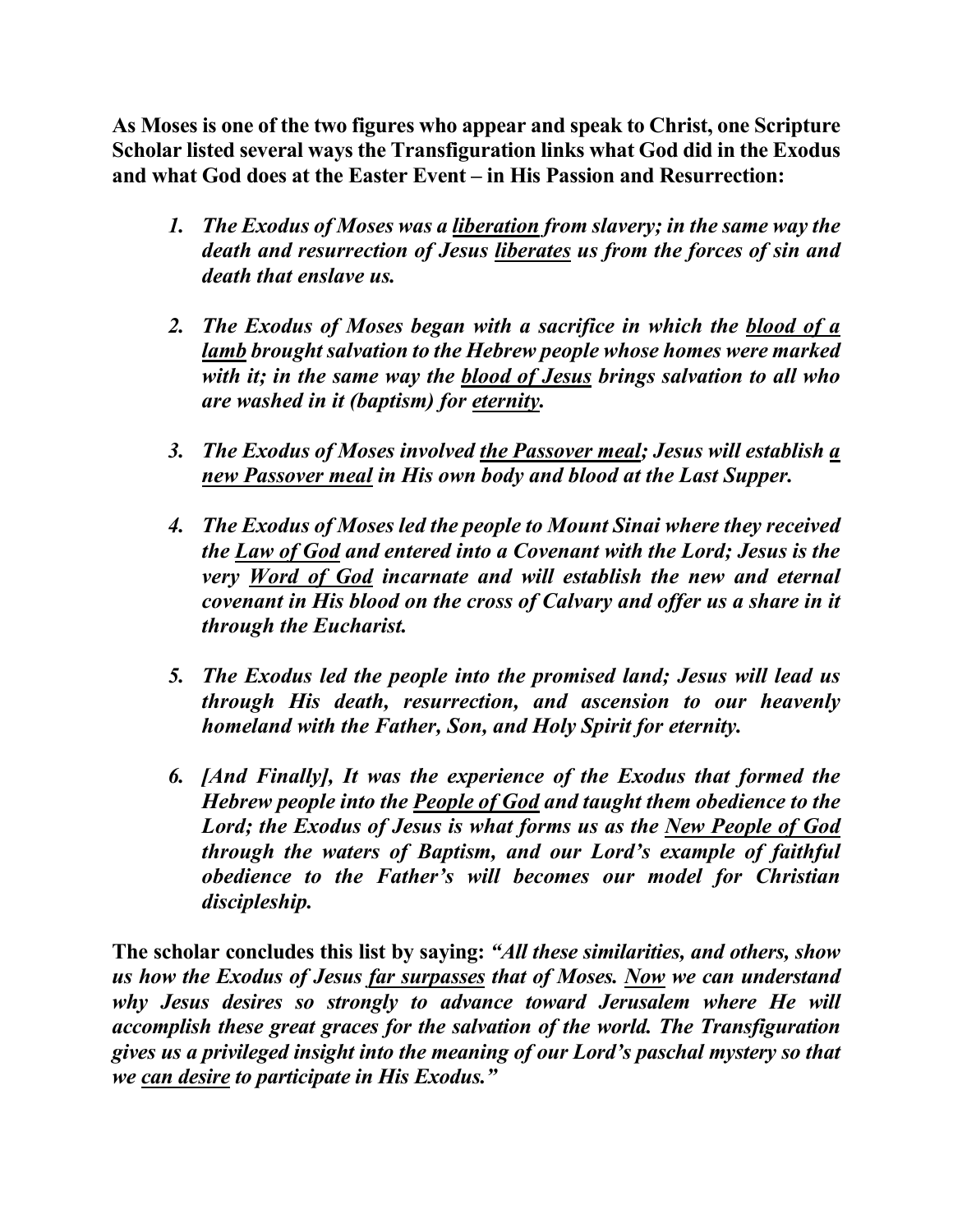**As Moses is one of the two figures who appear and speak to Christ, one Scripture Scholar listed several ways the Transfiguration links what God did in the Exodus and what God does at the Easter Event – in His Passion and Resurrection:**

1. ***The Exodus of Moses was a <u>liberation</u> from slavery; in the same way the death and resurrection of Jesus <u>liberates</u> us from the forces of sin and death that enslave us.***

2. ***The Exodus of Moses began with a sacrifice in which the <u>blood of a lamb</u> brought salvation to the Hebrew people whose homes were marked with it; in the same way the <u>blood of Jesus</u> brings salvation to all who are washed in it (baptism) for <u>eternity</u>.***

3. ***The Exodus of Moses involved <u>the Passover meal</u>; Jesus will establish <u>a new Passover meal</u> in His own body and blood at the Last Supper.***

4. ***The Exodus of Moses led the people to Mount Sinai where they received the <u>Law of God</u> and entered into a Covenant with the Lord; Jesus is the very <u>Word of God</u> incarnate and will establish the new and eternal covenant in His blood on the cross of Calvary and offer us a share in it through the Eucharist.***

5. ***The Exodus led the people into the promised land; Jesus will lead us through His death, resurrection, and ascension to our heavenly homeland with the Father, Son, and Holy Spirit for eternity.***

6. ***[And Finally], It was the experience of the Exodus that formed the Hebrew people into the <u>People of God</u> and taught them obedience to the Lord; the Exodus of Jesus is what forms us as the <u>New People of God</u> through the waters of Baptism, and our Lord's example of faithful obedience to the Father's will becomes our model for Christian discipleship.***

**The scholar concludes this list by saying:** ***"All these similarities, and others, show us how the Exodus of Jesus <u>far surpasses</u> that of Moses. <u>Now</u> we can understand why Jesus desires so strongly to advance toward Jerusalem where He will accomplish these great graces for the salvation of the world. The Transfiguration gives us a privileged insight into the meaning of our Lord's paschal mystery so that we <u>can desire</u> to participate in His Exodus."***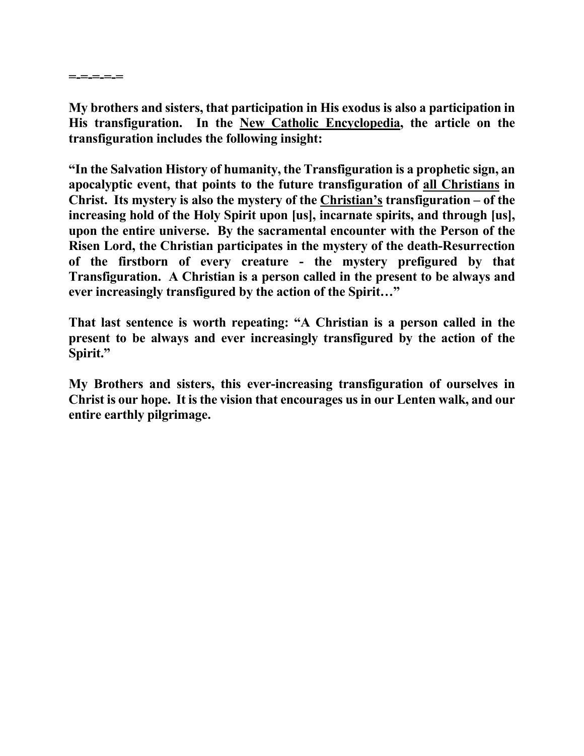=-=-=-=-=

**My brothers and sisters, that participation in His exodus is also a participation in His transfiguration. In the <u>New Catholic Encyclopedia</u>, the article on the transfiguration includes the following insight:**

**"In the Salvation History of humanity, the Transfiguration is a prophetic sign, an apocalyptic event, that points to the future transfiguration of <u>all Christians</u> in Christ. Its mystery is also the mystery of the <u>Christian's</u> transfiguration – of the increasing hold of the Holy Spirit upon [us], incarnate spirits, and through [us], upon the entire universe. By the sacramental encounter with the Person of the Risen Lord, the Christian participates in the mystery of the death-Resurrection of the firstborn of every creature - the mystery prefigured by that Transfiguration. A Christian is a person called in the present to be always and ever increasingly transfigured by the action of the Spirit…"**

**That last sentence is worth repeating: "A Christian is a person called in the present to be always and ever increasingly transfigured by the action of the Spirit."**

**My Brothers and sisters, this ever-increasing transfiguration of ourselves in Christ is our hope. It is the vision that encourages us in our Lenten walk, and our entire earthly pilgrimage.**